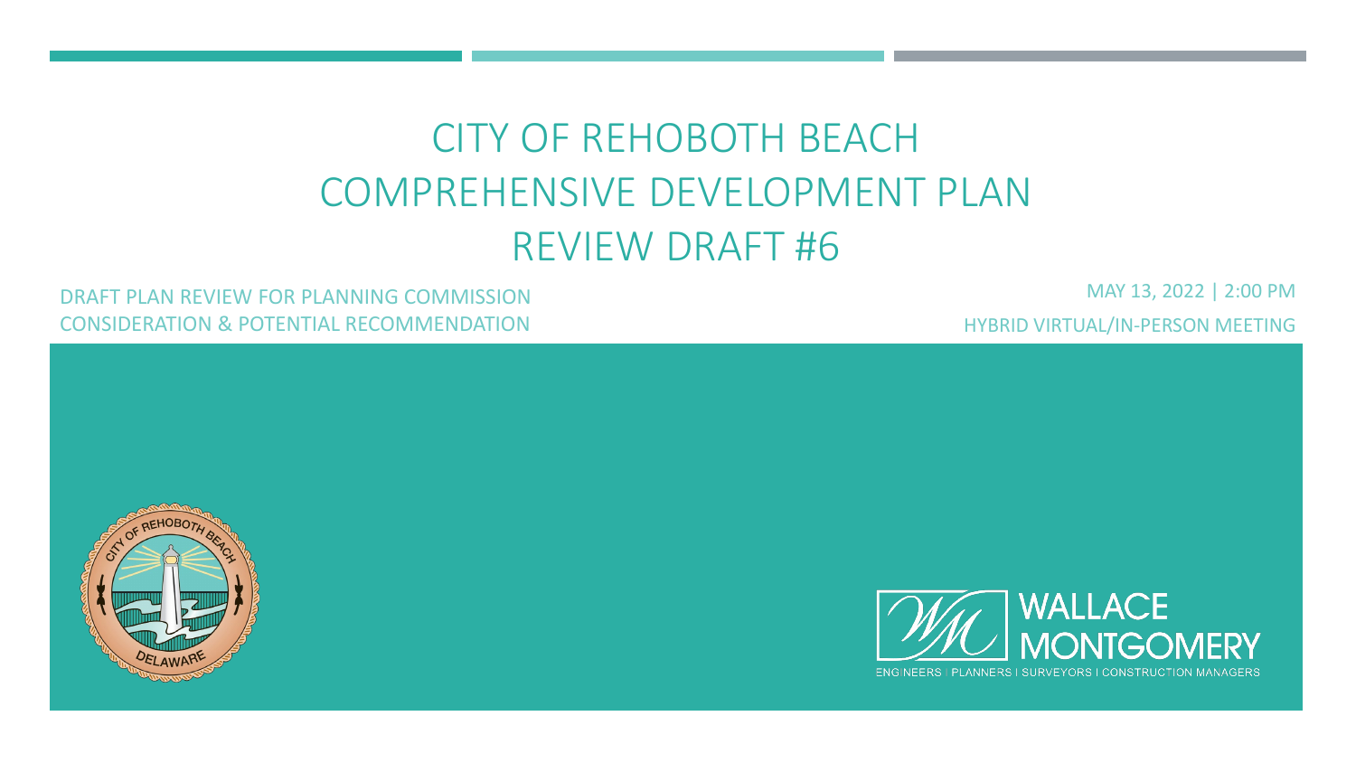# CITY OF REHOBOTH BEACH COMPREHENSIVE DEVELOPMENT PLAN REVIEW DRAFT #6

DRAFT PLAN REVIEW FOR PLANNING COMMISSION CONSIDERATION & POTENTIAL RECOMMENDATION

MAY 13, 2022 | 2:00 PM

HYBRID VIRTUAL/IN-PERSON MEETING

CITY OF REHOBOTH BEACH DELAWARE

WALLACE MONTGOMERY

ENGINEERS | PLANNERS | SURVEYORS | CONSTRUCTION MANAGERS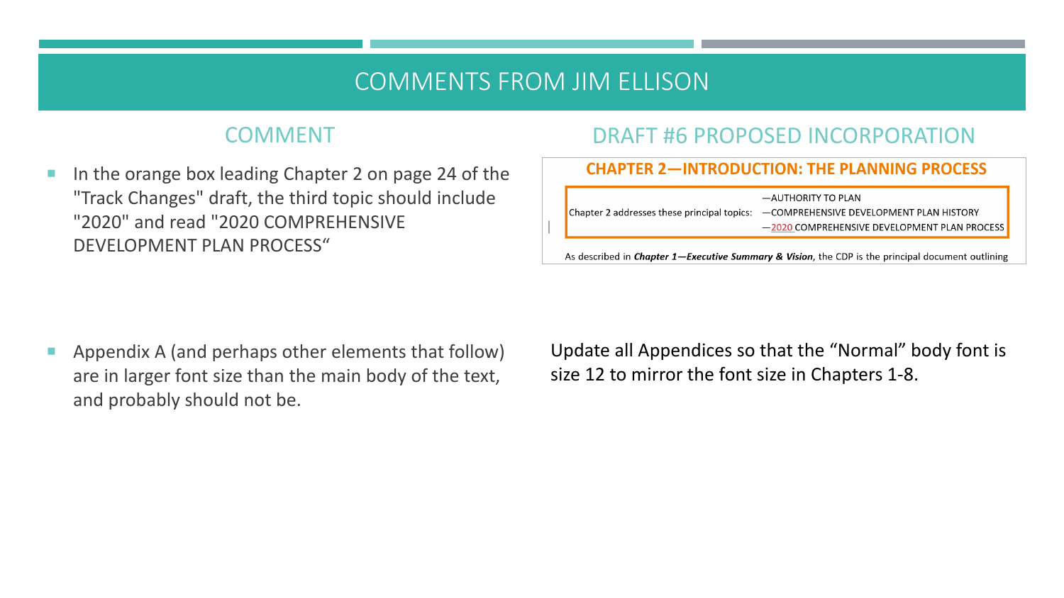# COMMENTS FROM JIM ELLISON

| COMMENT | DRAFT #6 PROPOSED INCORPORATION |
| --- | --- |
| In the orange box leading Chapter 2 on page 24 of the "Track Changes" draft, the third topic should include "2020" and read "2020 COMPREHENSIVE DEVELOPMENT PLAN PROCESS" | **CHAPTER 2—INTRODUCTION: THE PLANNING PROCESS**<br><br>Chapter 2 addresses these principal topics: —AUTHORITY TO PLAN —COMPREHENSIVE DEVELOPMENT PLAN HISTORY —2020 COMPREHENSIVE DEVELOPMENT PLAN PROCESS<br><br>As described in ***Chapter 1—Executive Summary & Vision***, the CDP is the principal document outlining |
| Appendix A (and perhaps other elements that follow) are in larger font size than the main body of the text, and probably should not be. | Update all Appendices so that the "Normal" body font is size 12 to mirror the font size in Chapters 1-8. |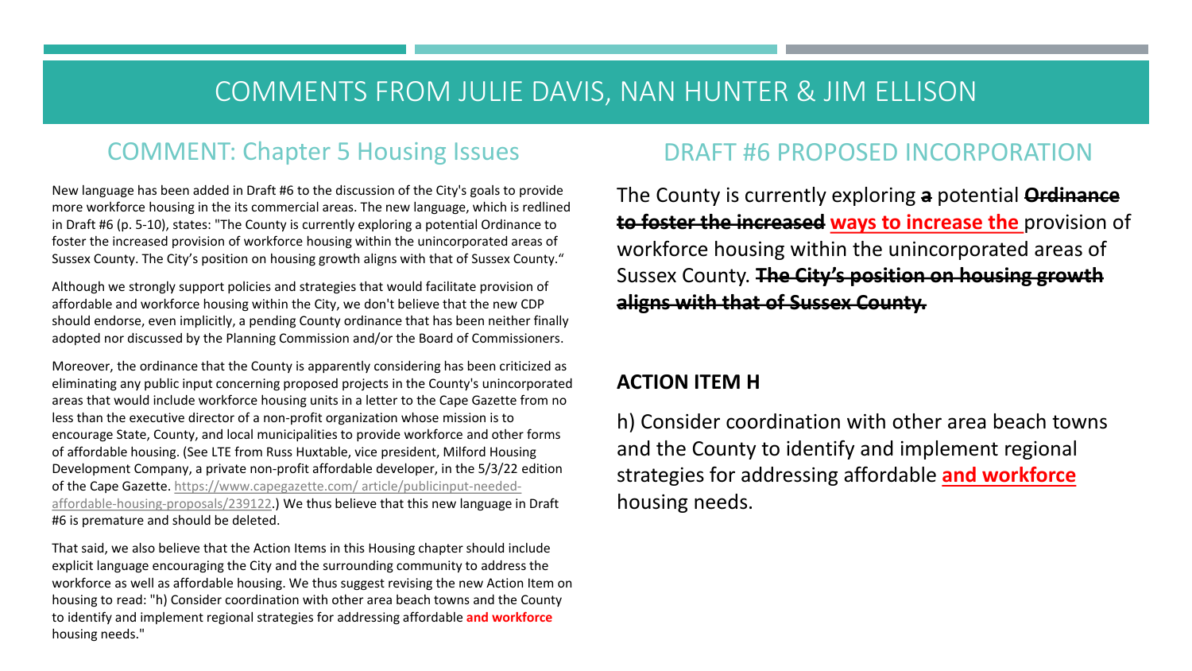# COMMENTS FROM JULIE DAVIS, NAN HUNTER & JIM ELLISON

## COMMENT: Chapter 5 Housing Issues

New language has been added in Draft #6 to the discussion of the City's goals to provide more workforce housing in the its commercial areas. The new language, which is redlined in Draft #6 (p. 5-10), states: "The County is currently exploring a potential Ordinance to foster the increased provision of workforce housing within the unincorporated areas of Sussex County. The City's position on housing growth aligns with that of Sussex County."

Although we strongly support policies and strategies that would facilitate provision of affordable and workforce housing within the City, we don't believe that the new CDP should endorse, even implicitly, a pending County ordinance that has been neither finally adopted nor discussed by the Planning Commission and/or the Board of Commissioners.

Moreover, the ordinance that the County is apparently considering has been criticized as eliminating any public input concerning proposed projects in the County's unincorporated areas that would include workforce housing units in a letter to the Cape Gazette from no less than the executive director of a non-profit organization whose mission is to encourage State, County, and local municipalities to provide workforce and other forms of affordable housing. (See LTE from Russ Huxtable, vice president, Milford Housing Development Company, a private non-profit affordable developer, in the 5/3/22 edition of the Cape Gazette. https://www.capegazette.com/ article/publicinput-needed-affordable-housing-proposals/239122.) We thus believe that this new language in Draft #6 is premature and should be deleted.

That said, we also believe that the Action Items in this Housing chapter should include explicit language encouraging the City and the surrounding community to address the workforce as well as affordable housing. We thus suggest revising the new Action Item on housing to read: "h) Consider coordination with other area beach towns and the County to identify and implement regional strategies for addressing affordable **and workforce** housing needs."

## DRAFT #6 PROPOSED INCORPORATION

The County is currently exploring ~~**a**~~ potential ~~**Ordinance to foster the increased**~~ **ways to increase the** provision of workforce housing within the unincorporated areas of Sussex County. ~~**The City's position on housing growth aligns with that of Sussex County.**~~

**ACTION ITEM H**

h) Consider coordination with other area beach towns and the County to identify and implement regional strategies for addressing affordable **and workforce** housing needs.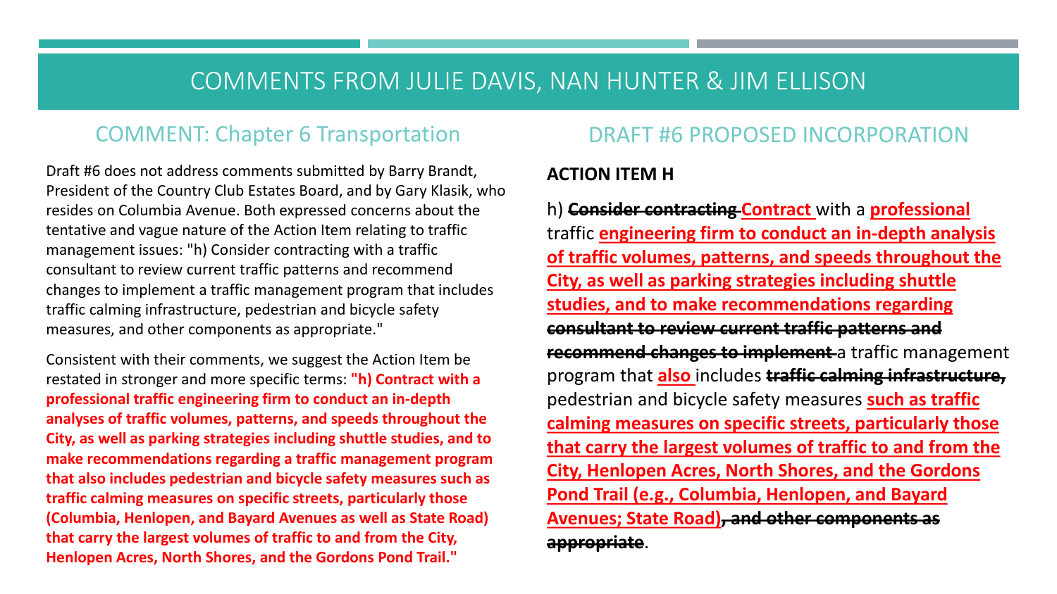# COMMENTS FROM JULIE DAVIS, NAN HUNTER & JIM ELLISON

## COMMENT: Chapter 6 Transportation

Draft #6 does not address comments submitted by Barry Brandt, President of the Country Club Estates Board, and by Gary Klasik, who resides on Columbia Avenue. Both expressed concerns about the tentative and vague nature of the Action Item relating to traffic management issues: "h) Consider contracting with a traffic consultant to review current traffic patterns and recommend changes to implement a traffic management program that includes traffic calming infrastructure, pedestrian and bicycle safety measures, and other components as appropriate."

Consistent with their comments, we suggest the Action Item be restated in stronger and more specific terms: **"h) Contract with a professional traffic engineering firm to conduct an in-depth analyses of traffic volumes, patterns, and speeds throughout the City, as well as parking strategies including shuttle studies, and to make recommendations regarding a traffic management program that also includes pedestrian and bicycle safety measures such as traffic calming measures on specific streets, particularly those (Columbia, Henlopen, and Bayard Avenues as well as State Road) that carry the largest volumes of traffic to and from the City, Henlopen Acres, North Shores, and the Gordons Pond Trail."**

## DRAFT #6 PROPOSED INCORPORATION

**ACTION ITEM H**

h) ~~**Consider contracting**~~ **<u>Contract</u>** with a **<u>professional</u>** traffic **<u>engineering firm to conduct an in-depth analysis of traffic volumes, patterns, and speeds throughout the City, as well as parking strategies including shuttle studies, and to make recommendations regarding</u>** ~~**consultant to review current traffic patterns and recommend changes to implement**~~ a traffic management program that **<u>also</u>** includes ~~**traffic calming infrastructure,**~~ pedestrian and bicycle safety measures **<u>such as traffic calming measures on specific streets, particularly those that carry the largest volumes of traffic to and from the City, Henlopen Acres, North Shores, and the Gordons Pond Trail (e.g., Columbia, Henlopen, and Bayard Avenues; State Road)</u>**~~**, and other components as appropriate**~~.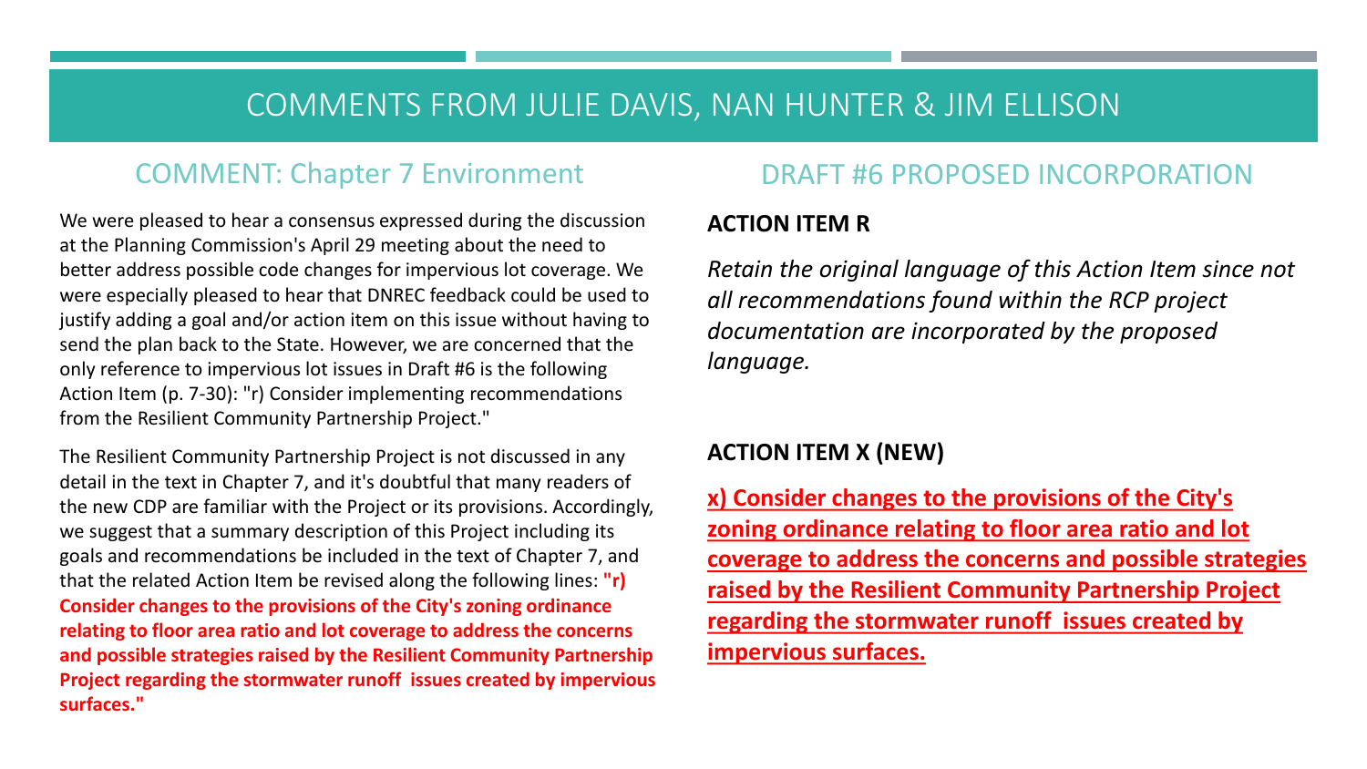# COMMENTS FROM JULIE DAVIS, NAN HUNTER & JIM ELLISON

## COMMENT: Chapter 7 Environment

We were pleased to hear a consensus expressed during the discussion at the Planning Commission's April 29 meeting about the need to better address possible code changes for impervious lot coverage. We were especially pleased to hear that DNREC feedback could be used to justify adding a goal and/or action item on this issue without having to send the plan back to the State. However, we are concerned that the only reference to impervious lot issues in Draft #6 is the following Action Item (p. 7-30): "r) Consider implementing recommendations from the Resilient Community Partnership Project."

The Resilient Community Partnership Project is not discussed in any detail in the text in Chapter 7, and it's doubtful that many readers of the new CDP are familiar with the Project or its provisions. Accordingly, we suggest that a summary description of this Project including its goals and recommendations be included in the text of Chapter 7, and that the related Action Item be revised along the following lines: **"r) Consider changes to the provisions of the City's zoning ordinance relating to floor area ratio and lot coverage to address the concerns and possible strategies raised by the Resilient Community Partnership Project regarding the stormwater runoff issues created by impervious surfaces."**

## DRAFT #6 PROPOSED INCORPORATION

**ACTION ITEM R**

*Retain the original language of this Action Item since not all recommendations found within the RCP project documentation are incorporated by the proposed language.*

**ACTION ITEM X (NEW)**

<u>**x) Consider changes to the provisions of the City's zoning ordinance relating to floor area ratio and lot coverage to address the concerns and possible strategies raised by the Resilient Community Partnership Project regarding the stormwater runoff issues created by impervious surfaces.**</u>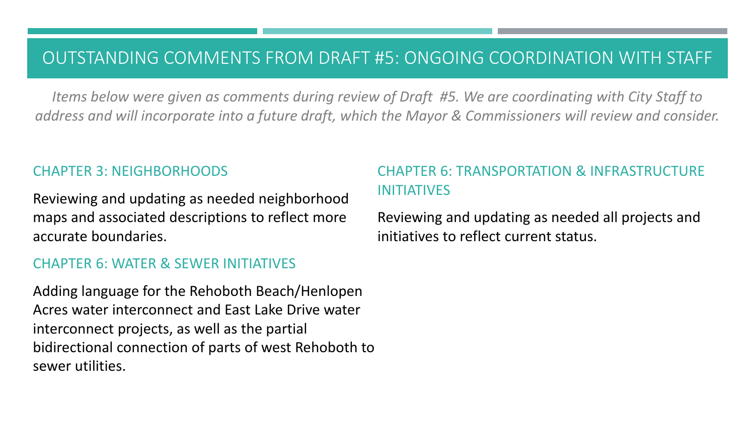# OUTSTANDING COMMENTS FROM DRAFT #5: ONGOING COORDINATION WITH STAFF

*Items below were given as comments during review of Draft #5. We are coordinating with City Staff to address and will incorporate into a future draft, which the Mayor & Commissioners will review and consider.*

## CHAPTER 3: NEIGHBORHOODS

Reviewing and updating as needed neighborhood maps and associated descriptions to reflect more accurate boundaries.

## CHAPTER 6: WATER & SEWER INITIATIVES

Adding language for the Rehoboth Beach/Henlopen Acres water interconnect and East Lake Drive water interconnect projects, as well as the partial bidirectional connection of parts of west Rehoboth to sewer utilities.

## CHAPTER 6: TRANSPORTATION & INFRASTRUCTURE INITIATIVES

Reviewing and updating as needed all projects and initiatives to reflect current status.